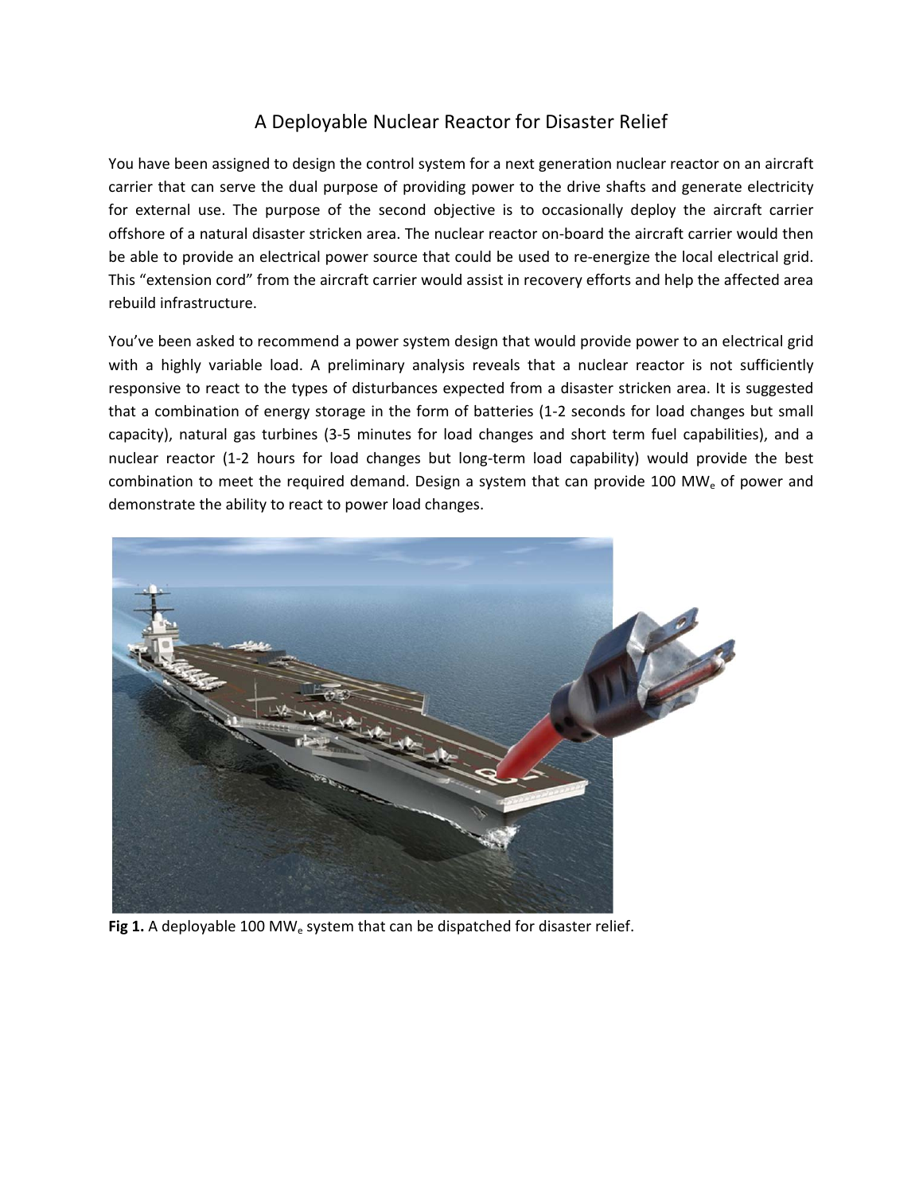# A Deployable Nuclear Reactor for Disaster Relief

You have been assigned to design the control system for a next generation nuclear reactor on an aircraft carrier that can serve the dual purpose of providing power to the drive shafts and generate electricity for external use. The purpose of the second objective is to occasionally deploy the aircraft carrier offshore of a natural disaster stricken area. The nuclear reactor on-board the aircraft carrier would then be able to provide an electrical power source that could be used to re-energize the local electrical grid. This "extension cord" from the aircraft carrier would assist in recovery efforts and help the affected area rebuild infrastructure.

You've been asked to recommend a power system design that would provide power to an electrical grid with a highly variable load. A preliminary analysis reveals that a nuclear reactor is not sufficiently responsive to react to the types of disturbances expected from a disaster stricken area. It is suggested that a combination of energy storage in the form of batteries (1-2 seconds for load changes but small capacity), natural gas turbines (3-5 minutes for load changes and short term fuel capabilities), and a nuclear reactor (1-2 hours for load changes but long-term load capability) would provide the best combination to meet the required demand. Design a system that can provide 100 $MW_e$ of power and demonstrate the ability to react to power load changes.

**Fig 1.** A deployable 100 $MW_e$ system that can be dispatched for disaster relief.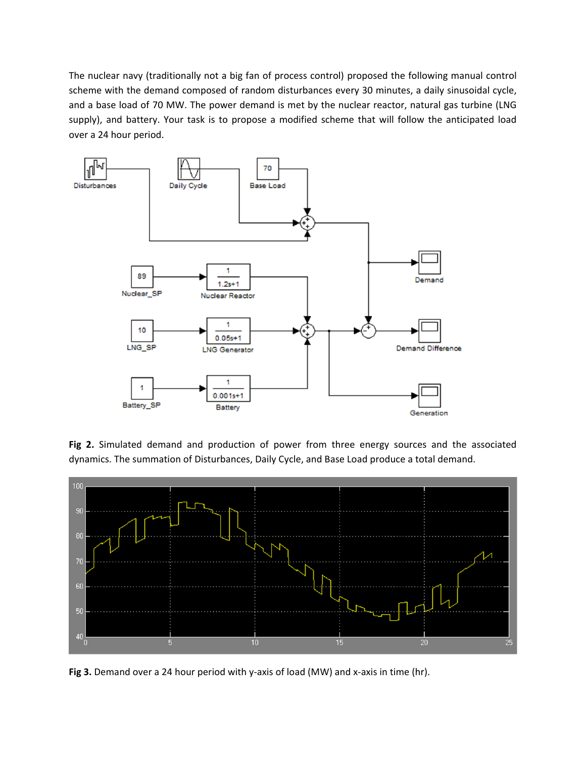The nuclear navy (traditionally not a big fan of process control) proposed the following manual control scheme with the demand composed of random disturbances every 30 minutes, a daily sinusoidal cycle, and a base load of 70 MW. The power demand is met by the nuclear reactor, natural gas turbine (LNG supply), and battery. Your task is to propose a modified scheme that will follow the anticipated load over a 24 hour period.

Disturbances

Daily Cycle

70

Base Load

Demand

89

Nuclear_SP

$\frac{1}{1.2s+1}$

Nuclear Reactor

10

LNG_SP

$\frac{1}{0.05s+1}$

LNG Generator

Demand Difference

1

Battery_SP

$\frac{1}{0.001s+1}$

Battery

Generation

**Fig 2.** Simulated demand and production of power from three energy sources and the associated dynamics. The summation of Disturbances, Daily Cycle, and Base Load produce a total demand.

100

90

80

70

60

50

40

0

5

10

15

20

25

**Fig 3.** Demand over a 24 hour period with y-axis of load (MW) and x-axis in time (hr).